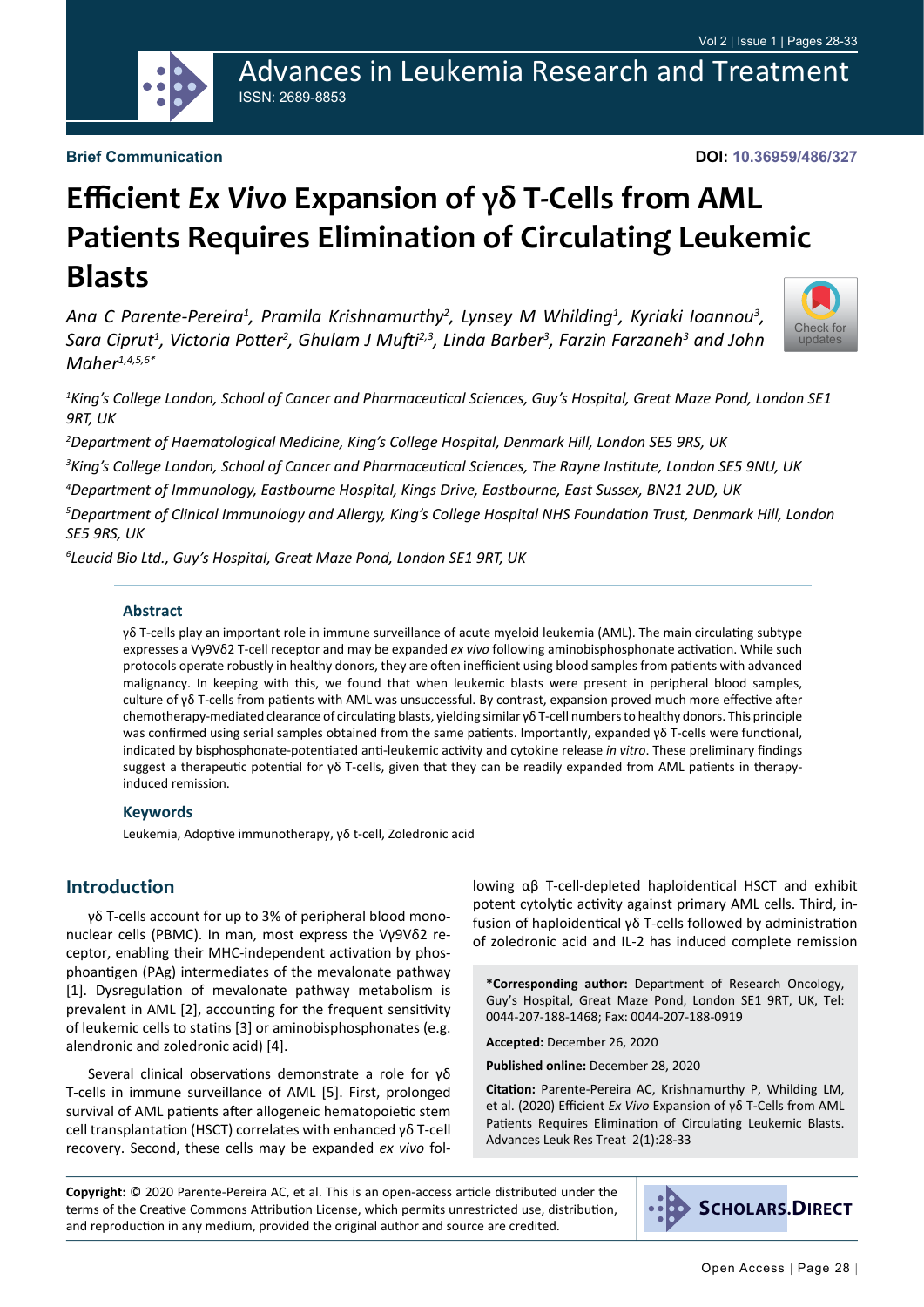**Brief Communication**

**DOI: 10.36959/486/327**

# Efficient *Ex Vivo* Expansion of γδ T-Cells from AML Patients Requires Elimination of Circulating Leukemic Blasts

*Ana C Parente-Pereira[1], Pramila Krishnamurthy[2], Lynsey M Whilding[1], Kyriaki Ioannou[3], Sara Ciprut[1], Victoria Potter[2], Ghulam J Mufti[2,3], Linda Barber[3], Farzin Farzaneh[3] and John Maher[1,4,5,6]**

*[1]King's College London, School of Cancer and Pharmaceutical Sciences, Guy's Hospital, Great Maze Pond, London SE1 9RT, UK*

*[2]Department of Haematological Medicine, King's College Hospital, Denmark Hill, London SE5 9RS, UK*

*[3]King's College London, School of Cancer and Pharmaceutical Sciences, The Rayne Institute, London SE5 9NU, UK*

*[4]Department of Immunology, Eastbourne Hospital, Kings Drive, Eastbourne, East Sussex, BN21 2UD, UK*

*[5]Department of Clinical Immunology and Allergy, King's College Hospital NHS Foundation Trust, Denmark Hill, London SE5 9RS, UK*

*[6]Leucid Bio Ltd., Guy's Hospital, Great Maze Pond, London SE1 9RT, UK*

## Abstract

γδ T-cells play an important role in immune surveillance of acute myeloid leukemia (AML). The main circulating subtype expresses a Vγ9Vδ2 T-cell receptor and may be expanded *ex vivo* following aminobisphosphonate activation. While such protocols operate robustly in healthy donors, they are often inefficient using blood samples from patients with advanced malignancy. In keeping with this, we found that when leukemic blasts were present in peripheral blood samples, culture of γδ T-cells from patients with AML was unsuccessful. By contrast, expansion proved much more effective after chemotherapy-mediated clearance of circulating blasts, yielding similar γδ T-cell numbers to healthy donors. This principle was confirmed using serial samples obtained from the same patients. Importantly, expanded γδ T-cells were functional, indicated by bisphosphonate-potentiated anti-leukemic activity and cytokine release *in vitro*. These preliminary findings suggest a therapeutic potential for γδ T-cells, given that they can be readily expanded from AML patients in therapy-induced remission.

## Keywords

Leukemia, Adoptive immunotherapy, γδ t-cell, Zoledronic acid

## Introduction

γδ T-cells account for up to 3% of peripheral blood mononuclear cells (PBMC). In man, most express the Vγ9Vδ2 receptor, enabling their MHC-independent activation by phosphoantigen (PAg) intermediates of the mevalonate pathway [1]. Dysregulation of mevalonate pathway metabolism is prevalent in AML [2], accounting for the frequent sensitivity of leukemic cells to statins [3] or aminobisphosphonates (e.g. alendronic and zoledronic acid) [4].

Several clinical observations demonstrate a role for γδ T-cells in immune surveillance of AML [5]. First, prolonged survival of AML patients after allogeneic hematopoietic stem cell transplantation (HSCT) correlates with enhanced γδ T-cell recovery. Second, these cells may be expanded *ex vivo* following αβ T-cell-depleted haploidentical HSCT and exhibit potent cytolytic activity against primary AML cells. Third, infusion of haploidentical γδ T-cells followed by administration of zoledronic acid and IL-2 has induced complete remission

**\*Corresponding author:** Department of Research Oncology, Guy's Hospital, Great Maze Pond, London SE1 9RT, UK, Tel: 0044-207-188-1468; Fax: 0044-207-188-0919

**Accepted:** December 26, 2020

**Published online:** December 28, 2020

**Citation:** Parente-Pereira AC, Krishnamurthy P, Whilding LM, et al. (2020) Efficient *Ex Vivo* Expansion of γδ T-Cells from AML Patients Requires Elimination of Circulating Leukemic Blasts. Advances Leuk Res Treat 2(1):28-33

**Copyright:** © 2020 Parente-Pereira AC, et al. This is an open-access article distributed under the terms of the Creative Commons Attribution License, which permits unrestricted use, distribution, and reproduction in any medium, provided the original author and source are credited.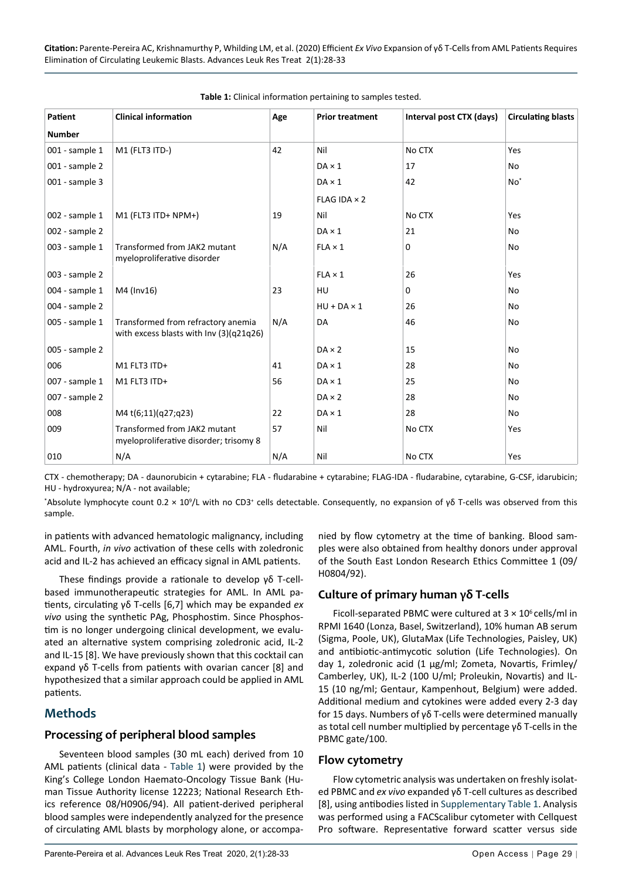**Table 1:** Clinical information pertaining to samples tested.

| Patient Number | Clinical information | Age | Prior treatment | Interval post CTX (days) | Circulating blasts |
|---|---|---|---|---|---|
| 001 - sample 1 | M1 (FLT3 ITD-) | 42 | Nil | No CTX | Yes |
| 001 - sample 2 | | | DA × 1 | 17 | No |
| 001 - sample 3 | | | DA × 1<br>FLAG IDA × 2 | 42 | No* |
| 002 - sample 1 | M1 (FLT3 ITD+ NPM+) | 19 | Nil | No CTX | Yes |
| 002 - sample 2 | | | DA × 1 | 21 | No |
| 003 - sample 1 | Transformed from JAK2 mutant myeloproliferative disorder | N/A | FLA × 1 | 0 | No |
| 003 - sample 2 | | | FLA × 1 | 26 | Yes |
| 004 - sample 1 | M4 (Inv16) | 23 | HU | 0 | No |
| 004 - sample 2 | | | HU + DA × 1 | 26 | No |
| 005 - sample 1 | Transformed from refractory anemia with excess blasts with Inv (3)(q21q26) | N/A | DA | 46 | No |
| 005 - sample 2 | | | DA × 2 | 15 | No |
| 006 | M1 FLT3 ITD+ | 41 | DA × 1 | 28 | No |
| 007 - sample 1 | M1 FLT3 ITD+ | 56 | DA × 1 | 25 | No |
| 007 - sample 2 | | | DA × 2 | 28 | No |
| 008 | M4 t(6;11)(q27;q23) | 22 | DA × 1 | 28 | No |
| 009 | Transformed from JAK2 mutant myeloproliferative disorder; trisomy 8 | 57 | Nil | No CTX | Yes |
| 010 | N/A | N/A | Nil | No CTX | Yes |

CTX - chemotherapy; DA - daunorubicin + cytarabine; FLA - fludarabine + cytarabine; FLAG-IDA - fludarabine, cytarabine, G-CSF, idarubicin; HU - hydroxyurea; N/A - not available;

*Absolute lymphocyte count $0.2 \times 10^9$/L with no $CD3^+$ cells detectable. Consequently, no expansion of γδ T-cells was observed from this sample.

in patients with advanced hematologic malignancy, including AML. Fourth, *in vivo* activation of these cells with zoledronic acid and IL-2 has achieved an efficacy signal in AML patients.

These findings provide a rationale to develop γδ T-cell-based immunotherapeutic strategies for AML. In AML patients, circulating γδ T-cells [6,7] which may be expanded *ex vivo* using the synthetic PAg, Phosphostim. Since Phosphostim is no longer undergoing clinical development, we evaluated an alternative system comprising zoledronic acid, IL-2 and IL-15 [8]. We have previously shown that this cocktail can expand γδ T-cells from patients with ovarian cancer [8] and hypothesized that a similar approach could be applied in AML patients.

## Methods

### Processing of peripheral blood samples

Seventeen blood samples (30 mL each) derived from 10 AML patients (clinical data - Table 1) were provided by the King's College London Haemato-Oncology Tissue Bank (Human Tissue Authority license 12223; National Research Ethics reference 08/H0906/94). All patient-derived peripheral blood samples were independently analyzed for the presence of circulating AML blasts by morphology alone, or accompanied by flow cytometry at the time of banking. Blood samples were also obtained from healthy donors under approval of the South East London Research Ethics Committee 1 (09/H0804/92).

### Culture of primary human γδ T-cells

Ficoll-separated PBMC were cultured at $3 \times 10^6$ cells/ml in RPMI 1640 (Lonza, Basel, Switzerland), 10% human AB serum (Sigma, Poole, UK), GlutaMax (Life Technologies, Paisley, UK) and antibiotic-antimycotic solution (Life Technologies). On day 1, zoledronic acid (1 µg/ml; Zometa, Novartis, Frimley/Camberley, UK), IL-2 (100 U/ml; Proleukin, Novartis) and IL-15 (10 ng/ml; Gentaur, Kampenhout, Belgium) were added. Additional medium and cytokines were added every 2-3 day for 15 days. Numbers of γδ T-cells were determined manually as total cell number multiplied by percentage γδ T-cells in the PBMC gate/100.

### Flow cytometry

Flow cytometric analysis was undertaken on freshly isolated PBMC and *ex vivo* expanded γδ T-cell cultures as described [8], using antibodies listed in Supplementary Table 1. Analysis was performed using a FACScalibur cytometer with Cellquest Pro software. Representative forward scatter versus side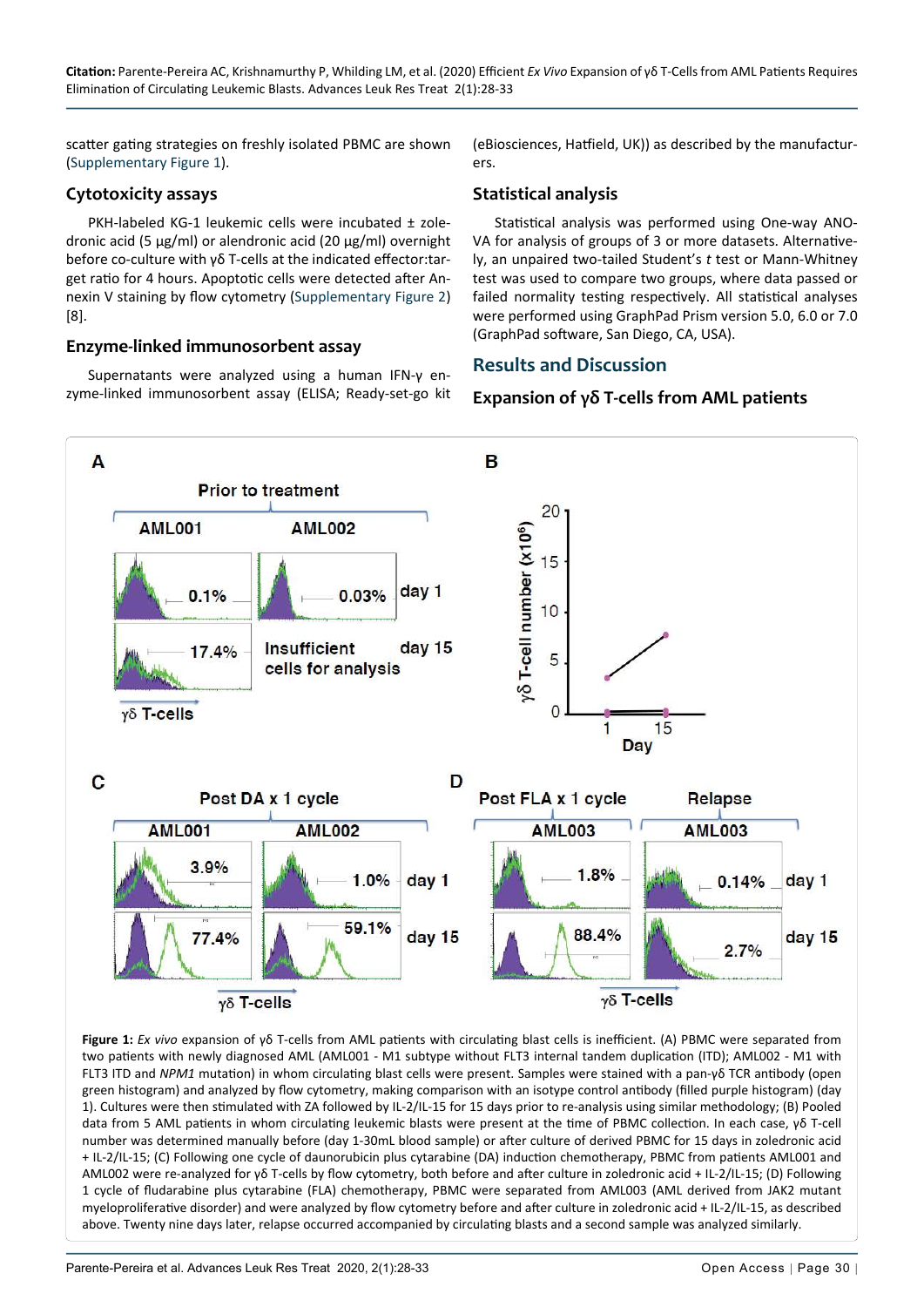scatter gating strategies on freshly isolated PBMC are shown (Supplementary Figure 1).

### Cytotoxicity assays

PKH-labeled KG-1 leukemic cells were incubated ± zoledronic acid (5 µg/ml) or alendronic acid (20 µg/ml) overnight before co-culture with γδ T-cells at the indicated effector:target ratio for 4 hours. Apoptotic cells were detected after Annexin V staining by flow cytometry (Supplementary Figure 2) [8].

### Enzyme-linked immunosorbent assay

Supernatants were analyzed using a human IFN-γ enzyme-linked immunosorbent assay (ELISA; Ready-set-go kit (eBiosciences, Hatfield, UK)) as described by the manufacturers.

### Statistical analysis

Statistical analysis was performed using One-way ANOVA for analysis of groups of 3 or more datasets. Alternatively, an unpaired two-tailed Student's *t* test or Mann-Whitney test was used to compare two groups, where data passed or failed normality testing respectively. All statistical analyses were performed using GraphPad Prism version 5.0, 6.0 or 7.0 (GraphPad software, San Diego, CA, USA).

## Results and Discussion

### Expansion of γδ T-cells from AML patients

**Figure 1:** *Ex vivo* expansion of γδ T-cells from AML patients with circulating blast cells is inefficient. (A) PBMC were separated from two patients with newly diagnosed AML (AML001 - M1 subtype without FLT3 internal tandem duplication (ITD); AML002 - M1 with FLT3 ITD and *NPM1* mutation) in whom circulating blast cells were present. Samples were stained with a pan-γδ TCR antibody (open green histogram) and analyzed by flow cytometry, making comparison with an isotype control antibody (filled purple histogram) (day 1). Cultures were then stimulated with ZA followed by IL-2/IL-15 for 15 days prior to re-analysis using similar methodology; (B) Pooled data from 5 AML patients in whom circulating leukemic blasts were present at the time of PBMC collection. In each case, γδ T-cell number was determined manually before (day 1-30mL blood sample) or after culture of derived PBMC for 15 days in zoledronic acid + IL-2/IL-15; (C) Following one cycle of daunorubicin plus cytarabine (DA) induction chemotherapy, PBMC from patients AML001 and AML002 were re-analyzed for γδ T-cells by flow cytometry, both before and after culture in zoledronic acid + IL-2/IL-15; (D) Following 1 cycle of fludarabine plus cytarabine (FLA) chemotherapy, PBMC were separated from AML003 (AML derived from JAK2 mutant myeloproliferative disorder) and were analyzed by flow cytometry before and after culture in zoledronic acid + IL-2/IL-15, as described above. Twenty nine days later, relapse occurred accompanied by circulating blasts and a second sample was analyzed similarly.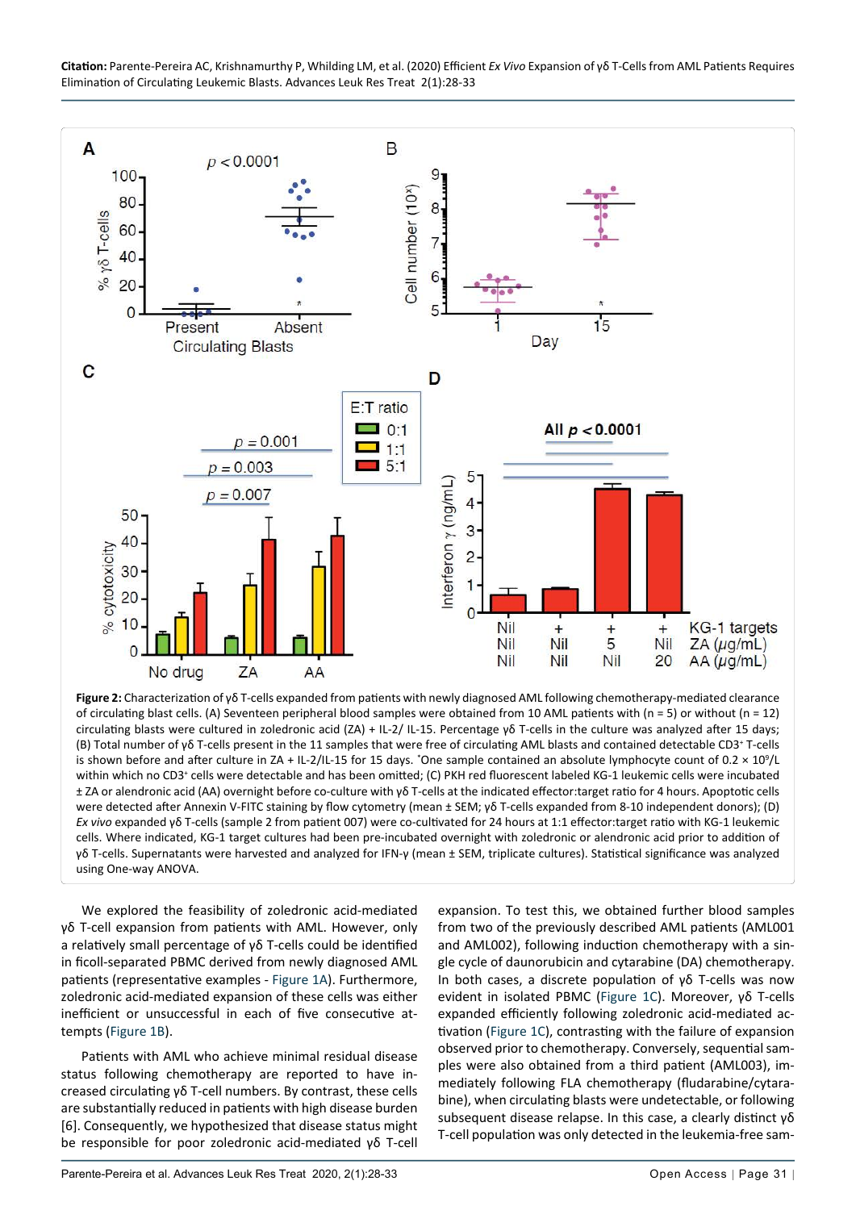**Figure 2:** Characterization of γδ T-cells expanded from patients with newly diagnosed AML following chemotherapy-mediated clearance of circulating blast cells. (A) Seventeen peripheral blood samples were obtained from 10 AML patients with (n = 5) or without (n = 12) circulating blasts were cultured in zoledronic acid (ZA) + IL-2/ IL-15. Percentage γδ T-cells in the culture was analyzed after 15 days; (B) Total number of γδ T-cells present in the 11 samples that were free of circulating AML blasts and contained detectable $CD3^+$ T-cells is shown before and after culture in ZA + IL-2/IL-15 for 15 days. *One sample contained an absolute lymphocyte count of 0.2 × $10^9$/L within which no $CD3^+$ cells were detectable and has been omitted; (C) PKH red fluorescent labeled KG-1 leukemic cells were incubated ± ZA or alendronic acid (AA) overnight before co-culture with γδ T-cells at the indicated effector:target ratio for 4 hours. Apoptotic cells were detected after Annexin V-FITC staining by flow cytometry (mean ± SEM; γδ T-cells expanded from 8-10 independent donors); (D) *Ex vivo* expanded γδ T-cells (sample 2 from patient 007) were co-cultivated for 24 hours at 1:1 effector:target ratio with KG-1 leukemic cells. Where indicated, KG-1 target cultures had been pre-incubated overnight with zoledronic or alendronic acid prior to addition of γδ T-cells. Supernatants were harvested and analyzed for IFN-γ (mean ± SEM, triplicate cultures). Statistical significance was analyzed using One-way ANOVA.

We explored the feasibility of zoledronic acid-mediated γδ T-cell expansion from patients with AML. However, only a relatively small percentage of γδ T-cells could be identified in ficoll-separated PBMC derived from newly diagnosed AML patients (representative examples - Figure 1A). Furthermore, zoledronic acid-mediated expansion of these cells was either inefficient or unsuccessful in each of five consecutive attempts (Figure 1B).

Patients with AML who achieve minimal residual disease status following chemotherapy are reported to have increased circulating γδ T-cell numbers. By contrast, these cells are substantially reduced in patients with high disease burden [6]. Consequently, we hypothesized that disease status might be responsible for poor zoledronic acid-mediated γδ T-cell expansion. To test this, we obtained further blood samples from two of the previously described AML patients (AML001 and AML002), following induction chemotherapy with a single cycle of daunorubicin and cytarabine (DA) chemotherapy. In both cases, a discrete population of γδ T-cells was now evident in isolated PBMC (Figure 1C). Moreover, γδ T-cells expanded efficiently following zoledronic acid-mediated activation (Figure 1C), contrasting with the failure of expansion observed prior to chemotherapy. Conversely, sequential samples were also obtained from a third patient (AML003), immediately following FLA chemotherapy (fludarabine/cytarabine), when circulating blasts were undetectable, or following subsequent disease relapse. In this case, a clearly distinct γδ T-cell population was only detected in the leukemia-free sam-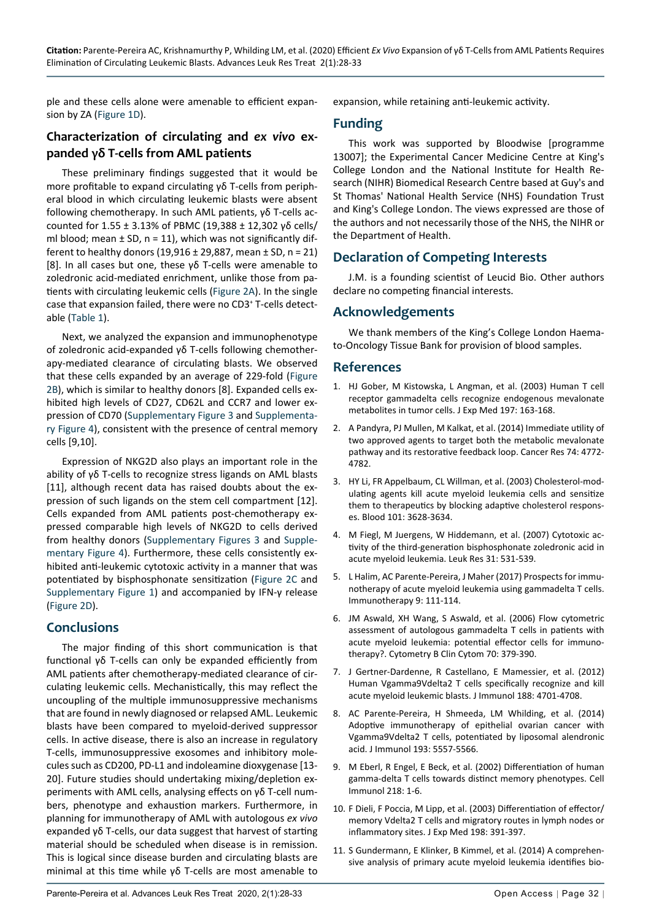ple and these cells alone were amenable to efficient expansion by ZA (Figure 1D).

## Characterization of circulating and *ex vivo* expanded γδ T-cells from AML patients

These preliminary findings suggested that it would be more profitable to expand circulating γδ T-cells from peripheral blood in which circulating leukemic blasts were absent following chemotherapy. In such AML patients, γδ T-cells accounted for 1.55 ± 3.13% of PBMC (19,388 ± 12,302 γδ cells/ml blood; mean ± SD, n = 11), which was not significantly different to healthy donors (19,916 ± 29,887, mean ± SD, n = 21) [8]. In all cases but one, these γδ T-cells were amenable to zoledronic acid-mediated enrichment, unlike those from patients with circulating leukemic cells (Figure 2A). In the single case that expansion failed, there were no $CD3^+$ T-cells detectable (Table 1).

Next, we analyzed the expansion and immunophenotype of zoledronic acid-expanded γδ T-cells following chemotherapy-mediated clearance of circulating blasts. We observed that these cells expanded by an average of 229-fold (Figure 2B), which is similar to healthy donors [8]. Expanded cells exhibited high levels of CD27, CD62L and CCR7 and lower expression of CD70 (Supplementary Figure 3 and Supplementary Figure 4), consistent with the presence of central memory cells [9,10].

Expression of NKG2D also plays an important role in the ability of γδ T-cells to recognize stress ligands on AML blasts [11], although recent data has raised doubts about the expression of such ligands on the stem cell compartment [12]. Cells expanded from AML patients post-chemotherapy expressed comparable high levels of NKG2D to cells derived from healthy donors (Supplementary Figures 3 and Supplementary Figure 4). Furthermore, these cells consistently exhibited anti-leukemic cytotoxic activity in a manner that was potentiated by bisphosphonate sensitization (Figure 2C and Supplementary Figure 1) and accompanied by IFN-γ release (Figure 2D).

## Conclusions

The major finding of this short communication is that functional γδ T-cells can only be expanded efficiently from AML patients after chemotherapy-mediated clearance of circulating leukemic cells. Mechanistically, this may reflect the uncoupling of the multiple immunosuppressive mechanisms that are found in newly diagnosed or relapsed AML. Leukemic blasts have been compared to myeloid-derived suppressor cells. In active disease, there is also an increase in regulatory T-cells, immunosuppressive exosomes and inhibitory molecules such as CD200, PD-L1 and indoleamine dioxygenase [13-20]. Future studies should undertaking mixing/depletion experiments with AML cells, analysing effects on γδ T-cell numbers, phenotype and exhaustion markers. Furthermore, in planning for immunotherapy of AML with autologous *ex vivo* expanded γδ T-cells, our data suggest that harvest of starting material should be scheduled when disease is in remission. This is logical since disease burden and circulating blasts are minimal at this time while γδ T-cells are most amenable to expansion, while retaining anti-leukemic activity.

## Funding

This work was supported by Bloodwise [programme 13007]; the Experimental Cancer Medicine Centre at King's College London and the National Institute for Health Research (NIHR) Biomedical Research Centre based at Guy's and St Thomas' National Health Service (NHS) Foundation Trust and King's College London. The views expressed are those of the authors and not necessarily those of the NHS, the NIHR or the Department of Health.

## Declaration of Competing Interests

J.M. is a founding scientist of Leucid Bio. Other authors declare no competing financial interests.

## Acknowledgements

We thank members of the King's College London Haemato-Oncology Tissue Bank for provision of blood samples.

## References

1. HJ Gober, M Kistowska, L Angman, et al. (2003) Human T cell receptor gammadelta cells recognize endogenous mevalonate metabolites in tumor cells. J Exp Med 197: 163-168.
2. A Pandyra, PJ Mullen, M Kalkat, et al. (2014) Immediate utility of two approved agents to target both the metabolic mevalonate pathway and its restorative feedback loop. Cancer Res 74: 4772-4782.
3. HY Li, FR Appelbaum, CL Willman, et al. (2003) Cholesterol-modulating agents kill acute myeloid leukemia cells and sensitize them to therapeutics by blocking adaptive cholesterol responses. Blood 101: 3628-3634.
4. M Fiegl, M Juergens, W Hiddemann, et al. (2007) Cytotoxic activity of the third-generation bisphosphonate zoledronic acid in acute myeloid leukemia. Leuk Res 31: 531-539.
5. L Halim, AC Parente-Pereira, J Maher (2017) Prospects for immunotherapy of acute myeloid leukemia using gammadelta T cells. Immunotherapy 9: 111-114.
6. JM Aswald, XH Wang, S Aswald, et al. (2006) Flow cytometric assessment of autologous gammadelta T cells in patients with acute myeloid leukemia: potential effector cells for immunotherapy?. Cytometry B Clin Cytom 70: 379-390.
7. J Gertner-Dardenne, R Castellano, E Mamessier, et al. (2012) Human Vgamma9Vdelta2 T cells specifically recognize and kill acute myeloid leukemic blasts. J Immunol 188: 4701-4708.
8. AC Parente-Pereira, H Shmeeda, LM Whilding, et al. (2014) Adoptive immunotherapy of epithelial ovarian cancer with Vgamma9Vdelta2 T cells, potentiated by liposomal alendronic acid. J Immunol 193: 5557-5566.
9. M Eberl, R Engel, E Beck, et al. (2002) Differentiation of human gamma-delta T cells towards distinct memory phenotypes. Cell Immunol 218: 1-6.
10. F Dieli, F Poccia, M Lipp, et al. (2003) Differentiation of effector/memory Vdelta2 T cells and migratory routes in lymph nodes or inflammatory sites. J Exp Med 198: 391-397.
11. S Gundermann, E Klinker, B Kimmel, et al. (2014) A comprehensive analysis of primary acute myeloid leukemia identifies bio-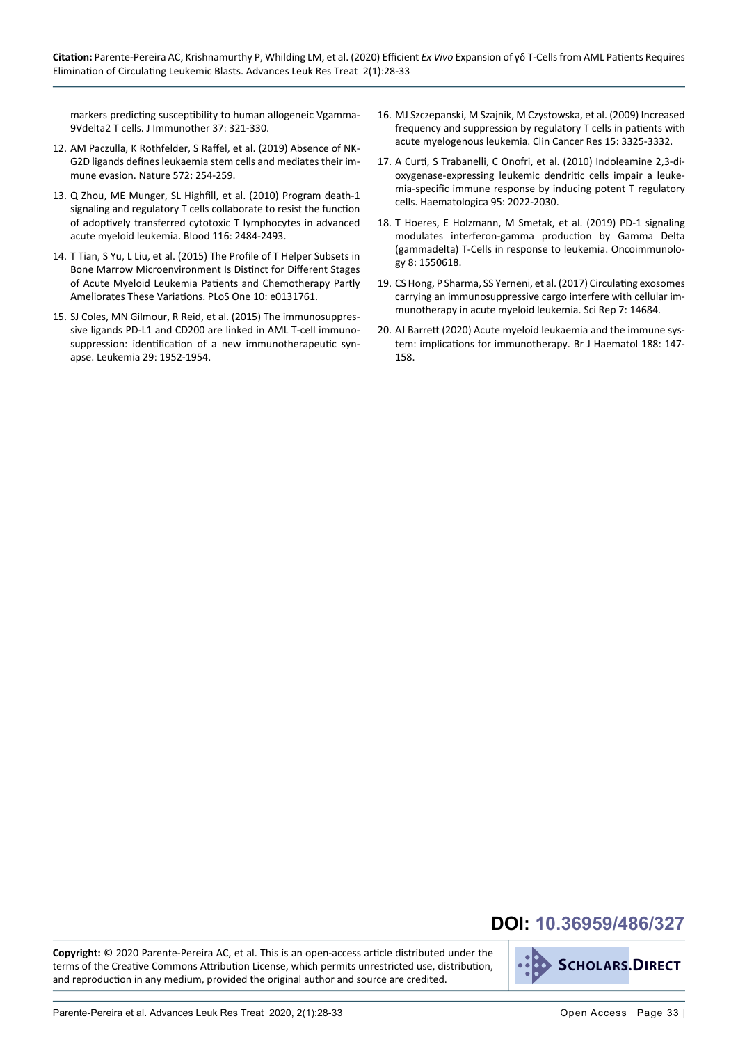markers predicting susceptibility to human allogeneic Vgamma-9Vdelta2 T cells. J Immunother 37: 321-330.

12. AM Paczulla, K Rothfelder, S Raffel, et al. (2019) Absence of NK-G2D ligands defines leukaemia stem cells and mediates their immune evasion. Nature 572: 254-259.
13. Q Zhou, ME Munger, SL Highfill, et al. (2010) Program death-1 signaling and regulatory T cells collaborate to resist the function of adoptively transferred cytotoxic T lymphocytes in advanced acute myeloid leukemia. Blood 116: 2484-2493.
14. T Tian, S Yu, L Liu, et al. (2015) The Profile of T Helper Subsets in Bone Marrow Microenvironment Is Distinct for Different Stages of Acute Myeloid Leukemia Patients and Chemotherapy Partly Ameliorates These Variations. PLoS One 10: e0131761.
15. SJ Coles, MN Gilmour, R Reid, et al. (2015) The immunosuppressive ligands PD-L1 and CD200 are linked in AML T-cell immunosuppression: identification of a new immunotherapeutic synapse. Leukemia 29: 1952-1954.
16. MJ Szczepanski, M Szajnik, M Czystowska, et al. (2009) Increased frequency and suppression by regulatory T cells in patients with acute myelogenous leukemia. Clin Cancer Res 15: 3325-3332.
17. A Curti, S Trabanelli, C Onofri, et al. (2010) Indoleamine 2,3-dioxygenase-expressing leukemic dendritic cells impair a leukemia-specific immune response by inducing potent T regulatory cells. Haematologica 95: 2022-2030.
18. T Hoeres, E Holzmann, M Smetak, et al. (2019) PD-1 signaling modulates interferon-gamma production by Gamma Delta (gammadelta) T-Cells in response to leukemia. Oncoimmunology 8: 1550618.
19. CS Hong, P Sharma, SS Yerneni, et al. (2017) Circulating exosomes carrying an immunosuppressive cargo interfere with cellular immunotherapy in acute myeloid leukemia. Sci Rep 7: 14684.
20. AJ Barrett (2020) Acute myeloid leukaemia and the immune system: implications for immunotherapy. Br J Haematol 188: 147-158.

**DOI: 10.36959/486/327**

**Copyright:** © 2020 Parente-Pereira AC, et al. This is an open-access article distributed under the terms of the Creative Commons Attribution License, which permits unrestricted use, distribution, and reproduction in any medium, provided the original author and source are credited.